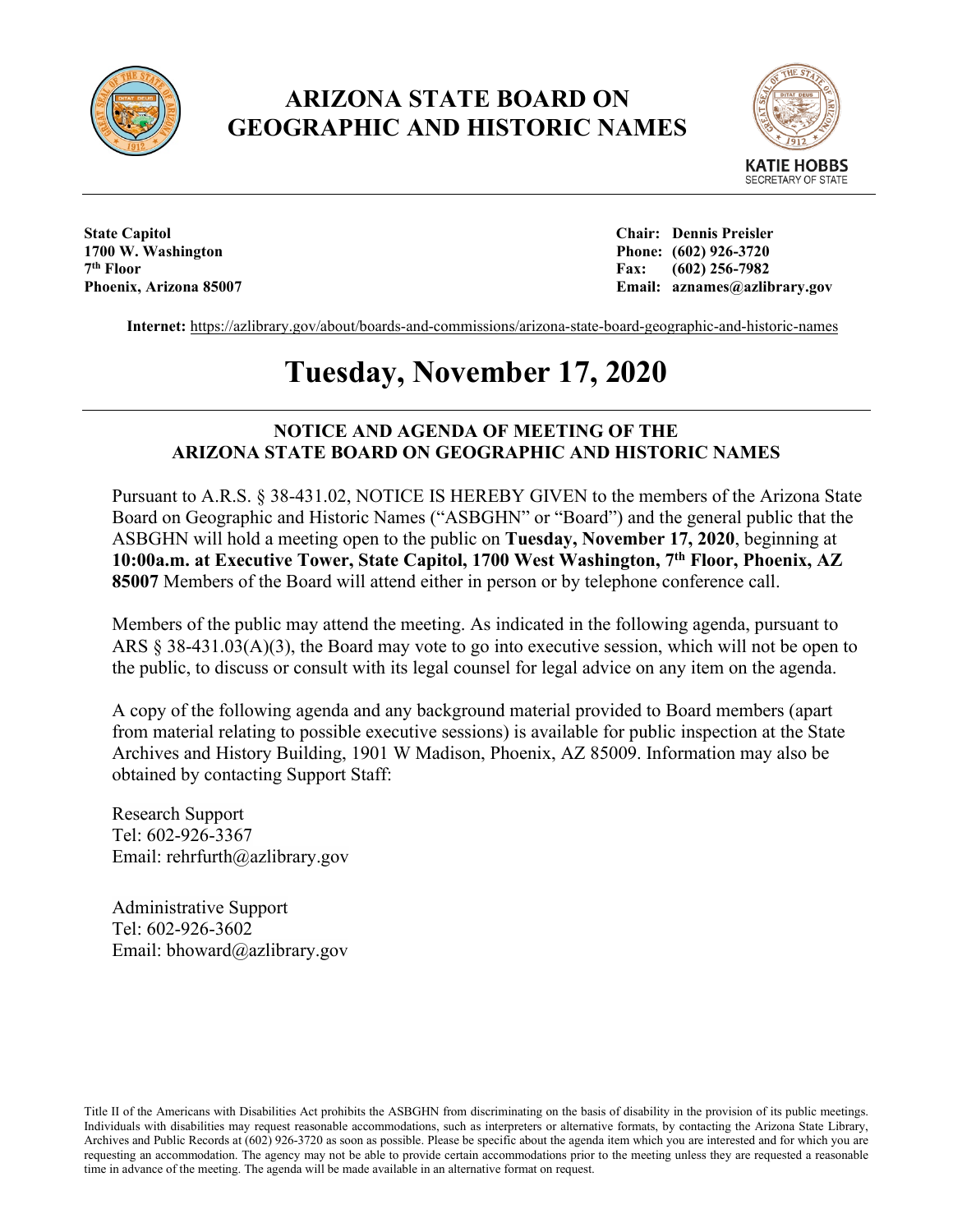# ARIZONA STATE BOARD ON GEOGRAPHIC AND HISTORIC NAMES

**KATIE HOBBS**
SECRETARY OF STATE

**State Capitol**
**1700 W. Washington**
**7th Floor**
**Phoenix, Arizona 85007**

**Chair: Dennis Preisler**
**Phone: (602) 926-3720**
**Fax: (602) 256-7982**
**Email: aznames@azlibrary.gov**

**Internet:** https://azlibrary.gov/about/boards-and-commissions/arizona-state-board-geographic-and-historic-names

# Tuesday, November 17, 2020

## NOTICE AND AGENDA OF MEETING OF THE ARIZONA STATE BOARD ON GEOGRAPHIC AND HISTORIC NAMES

Pursuant to A.R.S. § 38-431.02, NOTICE IS HEREBY GIVEN to the members of the Arizona State Board on Geographic and Historic Names ("ASBGHN" or "Board") and the general public that the ASBGHN will hold a meeting open to the public on **Tuesday, November 17, 2020**, beginning at **10:00a.m. at Executive Tower, State Capitol, 1700 West Washington, 7th Floor, Phoenix, AZ 85007** Members of the Board will attend either in person or by telephone conference call.

Members of the public may attend the meeting. As indicated in the following agenda, pursuant to ARS § 38-431.03(A)(3), the Board may vote to go into executive session, which will not be open to the public, to discuss or consult with its legal counsel for legal advice on any item on the agenda.

A copy of the following agenda and any background material provided to Board members (apart from material relating to possible executive sessions) is available for public inspection at the State Archives and History Building, 1901 W Madison, Phoenix, AZ 85009. Information may also be obtained by contacting Support Staff:

Research Support
Tel: 602-926-3367
Email: rehrfurth@azlibrary.gov

Administrative Support
Tel: 602-926-3602
Email: bhoward@azlibrary.gov

Title II of the Americans with Disabilities Act prohibits the ASBGHN from discriminating on the basis of disability in the provision of its public meetings. Individuals with disabilities may request reasonable accommodations, such as interpreters or alternative formats, by contacting the Arizona State Library, Archives and Public Records at (602) 926-3720 as soon as possible. Please be specific about the agenda item which you are interested and for which you are requesting an accommodation. The agency may not be able to provide certain accommodations prior to the meeting unless they are requested a reasonable time in advance of the meeting. The agenda will be made available in an alternative format on request.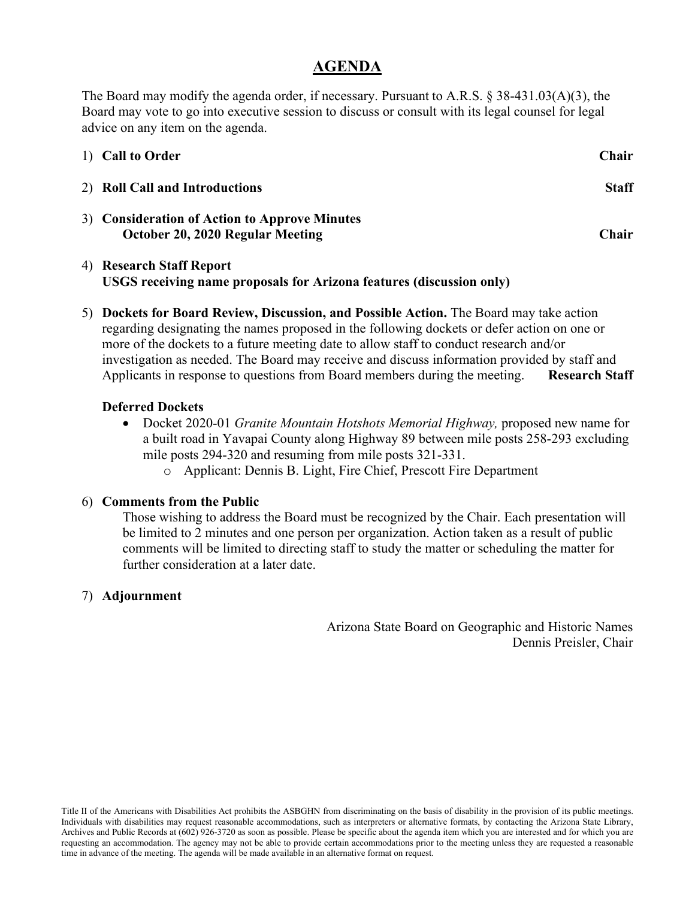## AGENDA

The Board may modify the agenda order, if necessary. Pursuant to A.R.S. § 38-431.03(A)(3), the Board may vote to go into executive session to discuss or consult with its legal counsel for legal advice on any item on the agenda.

1) **Call to Order** — **Chair**

2) **Roll Call and Introductions** — **Staff**

3) **Consideration of Action to Approve Minutes**
   **October 20, 2020 Regular Meeting** — **Chair**

4) **Research Staff Report**
   **USGS receiving name proposals for Arizona features (discussion only)**

5) **Dockets for Board Review, Discussion, and Possible Action.** The Board may take action regarding designating the names proposed in the following dockets or defer action on one or more of the dockets to a future meeting date to allow staff to conduct research and/or investigation as needed. The Board may receive and discuss information provided by staff and Applicants in response to questions from Board members during the meeting. **Research Staff**

   **Deferred Dockets**

   - Docket 2020-01 *Granite Mountain Hotshots Memorial Highway,* proposed new name for a built road in Yavapai County along Highway 89 between mile posts 258-293 excluding mile posts 294-320 and resuming from mile posts 321-331.
     - Applicant: Dennis B. Light, Fire Chief, Prescott Fire Department

6) **Comments from the Public**
   Those wishing to address the Board must be recognized by the Chair. Each presentation will be limited to 2 minutes and one person per organization. Action taken as a result of public comments will be limited to directing staff to study the matter or scheduling the matter for further consideration at a later date.

7) **Adjournment**

Arizona State Board on Geographic and Historic Names
Dennis Preisler, Chair

Title II of the Americans with Disabilities Act prohibits the ASBGHN from discriminating on the basis of disability in the provision of its public meetings. Individuals with disabilities may request reasonable accommodations, such as interpreters or alternative formats, by contacting the Arizona State Library, Archives and Public Records at (602) 926-3720 as soon as possible. Please be specific about the agenda item which you are interested and for which you are requesting an accommodation. The agency may not be able to provide certain accommodations prior to the meeting unless they are requested a reasonable time in advance of the meeting. The agenda will be made available in an alternative format on request.